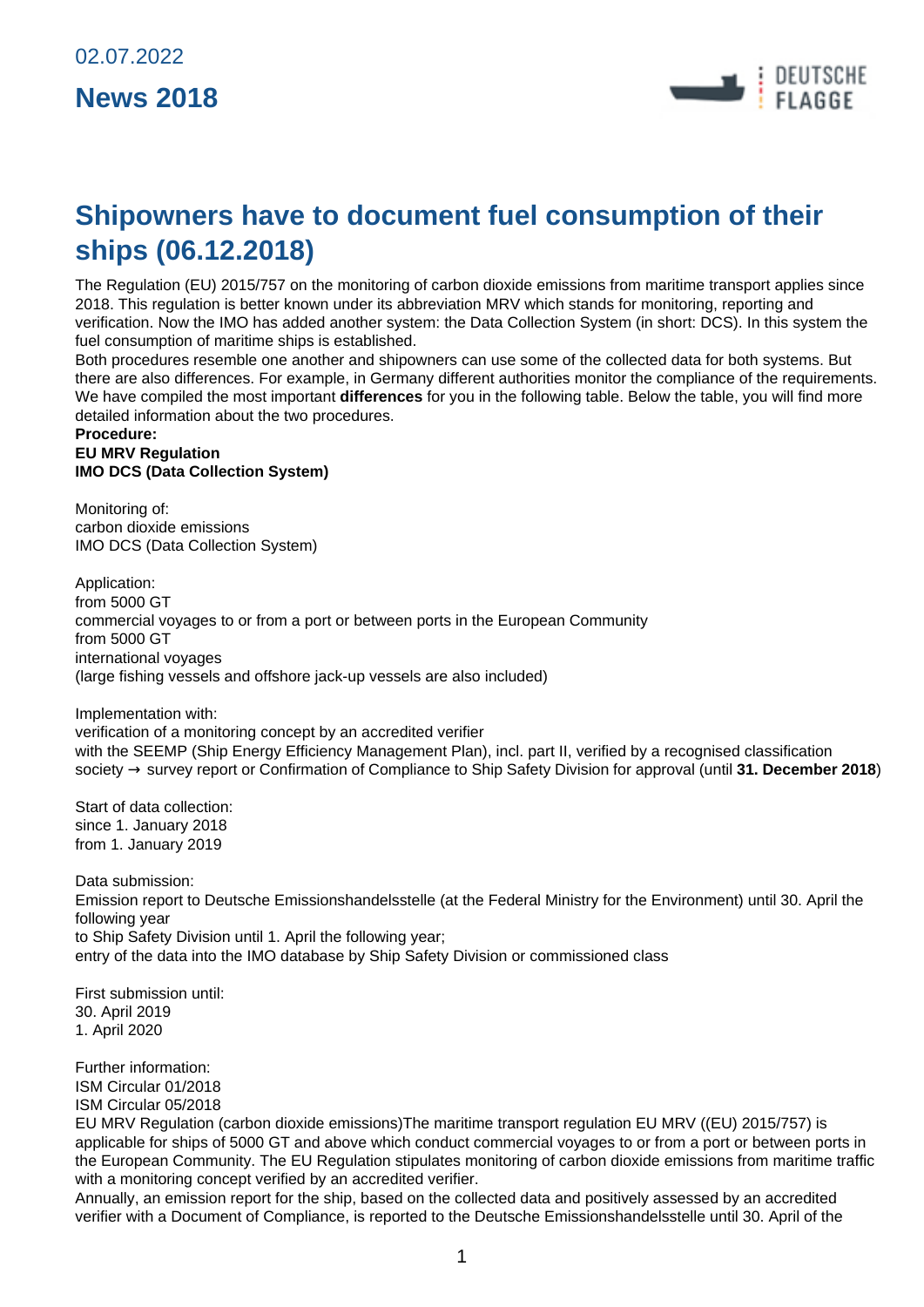02.07.2022

# News 2018

## Shipowners have to document fuel consumption of their ships (06.12.2018)

The Regulation (EU) 2015/757 on the monitoring of carbon dioxide emissions from maritime transport applies since 2018. This regulation is better known under its abbreviation MRV which stands for monitoring, reporting and verification. Now the IMO has added another system: the Data Collection System (in short: DCS). In this system the fuel consumption of maritime ships is established.

Both procedures resemble one another and shipowners can use some of the collected data for both systems. But there are also differences. For example, in Germany different authorities monitor the compliance of the requirements. We have compiled the most important **differences** for you in the following table. Below the table, you will find more detailed information about the two procedures.

**Procedure:**
**EU MRV Regulation**
**IMO DCS (Data Collection System)**

Monitoring of:
carbon dioxide emissions
IMO DCS (Data Collection System)

Application:
from 5000 GT
commercial voyages to or from a port or between ports in the European Community
from 5000 GT
international voyages
(large fishing vessels and offshore jack-up vessels are also included)

Implementation with:
verification of a monitoring concept by an accredited verifier
with the SEEMP (Ship Energy Efficiency Management Plan), incl. part II, verified by a recognised classification society → survey report or Confirmation of Compliance to Ship Safety Division for approval (until **31. December 2018**)

Start of data collection:
since 1. January 2018
from 1. January 2019

Data submission:
Emission report to Deutsche Emissionshandelsstelle (at the Federal Ministry for the Environment) until 30. April the following year
to Ship Safety Division until 1. April the following year;
entry of the data into the IMO database by Ship Safety Division or commissioned class

First submission until:
30. April 2019
1. April 2020

Further information:
ISM Circular 01/2018
ISM Circular 05/2018

EU MRV Regulation (carbon dioxide emissions)The maritime transport regulation EU MRV ((EU) 2015/757) is applicable for ships of 5000 GT and above which conduct commercial voyages to or from a port or between ports in the European Community. The EU Regulation stipulates monitoring of carbon dioxide emissions from maritime traffic with a monitoring concept verified by an accredited verifier.

Annually, an emission report for the ship, based on the collected data and positively assessed by an accredited verifier with a Document of Compliance, is reported to the Deutsche Emissionshandelsstelle until 30. April of the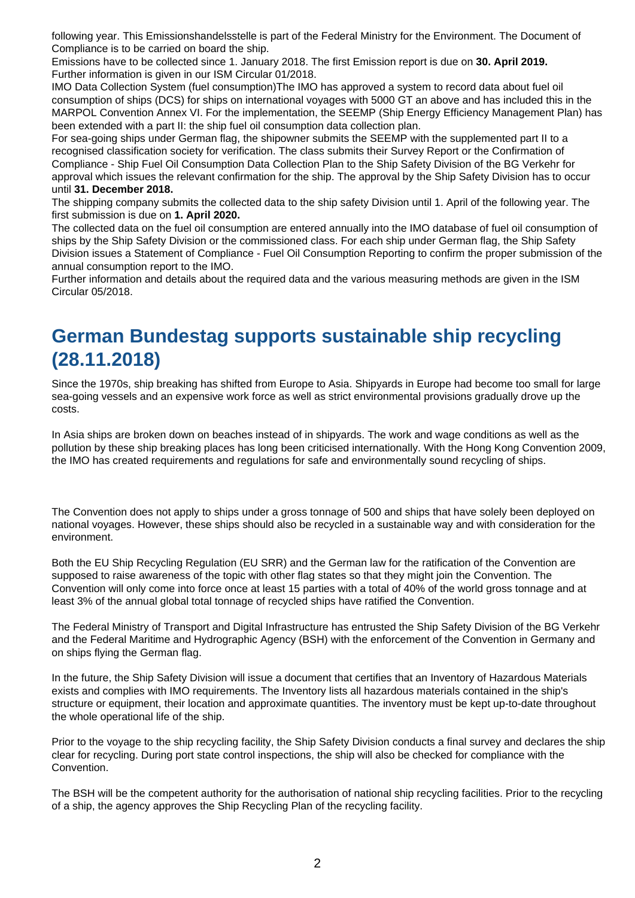following year. This Emissionshandelsstelle is part of the Federal Ministry for the Environment. The Document of Compliance is to be carried on board the ship.

Emissions have to be collected since 1. January 2018. The first Emission report is due on **30. April 2019.**
Further information is given in our ISM Circular 01/2018.

IMO Data Collection System (fuel consumption)The IMO has approved a system to record data about fuel oil consumption of ships (DCS) for ships on international voyages with 5000 GT an above and has included this in the MARPOL Convention Annex VI. For the implementation, the SEEMP (Ship Energy Efficiency Management Plan) has been extended with a part II: the ship fuel oil consumption data collection plan.

For sea-going ships under German flag, the shipowner submits the SEEMP with the supplemented part II to a recognised classification society for verification. The class submits their Survey Report or the Confirmation of Compliance - Ship Fuel Oil Consumption Data Collection Plan to the Ship Safety Division of the BG Verkehr for approval which issues the relevant confirmation for the ship. The approval by the Ship Safety Division has to occur until **31. December 2018.**

The shipping company submits the collected data to the ship safety Division until 1. April of the following year. The first submission is due on **1. April 2020.**

The collected data on the fuel oil consumption are entered annually into the IMO database of fuel oil consumption of ships by the Ship Safety Division or the commissioned class. For each ship under German flag, the Ship Safety Division issues a Statement of Compliance - Fuel Oil Consumption Reporting to confirm the proper submission of the annual consumption report to the IMO.

Further information and details about the required data and the various measuring methods are given in the ISM Circular 05/2018.

# German Bundestag supports sustainable ship recycling (28.11.2018)

Since the 1970s, ship breaking has shifted from Europe to Asia. Shipyards in Europe had become too small for large sea-going vessels and an expensive work force as well as strict environmental provisions gradually drove up the costs.

In Asia ships are broken down on beaches instead of in shipyards. The work and wage conditions as well as the pollution by these ship breaking places has long been criticised internationally. With the Hong Kong Convention 2009, the IMO has created requirements and regulations for safe and environmentally sound recycling of ships.

The Convention does not apply to ships under a gross tonnage of 500 and ships that have solely been deployed on national voyages. However, these ships should also be recycled in a sustainable way and with consideration for the environment.

Both the EU Ship Recycling Regulation (EU SRR) and the German law for the ratification of the Convention are supposed to raise awareness of the topic with other flag states so that they might join the Convention. The Convention will only come into force once at least 15 parties with a total of 40% of the world gross tonnage and at least 3% of the annual global total tonnage of recycled ships have ratified the Convention.

The Federal Ministry of Transport and Digital Infrastructure has entrusted the Ship Safety Division of the BG Verkehr and the Federal Maritime and Hydrographic Agency (BSH) with the enforcement of the Convention in Germany and on ships flying the German flag.

In the future, the Ship Safety Division will issue a document that certifies that an Inventory of Hazardous Materials exists and complies with IMO requirements. The Inventory lists all hazardous materials contained in the ship's structure or equipment, their location and approximate quantities. The inventory must be kept up-to-date throughout the whole operational life of the ship.

Prior to the voyage to the ship recycling facility, the Ship Safety Division conducts a final survey and declares the ship clear for recycling. During port state control inspections, the ship will also be checked for compliance with the Convention.

The BSH will be the competent authority for the authorisation of national ship recycling facilities. Prior to the recycling of a ship, the agency approves the Ship Recycling Plan of the recycling facility.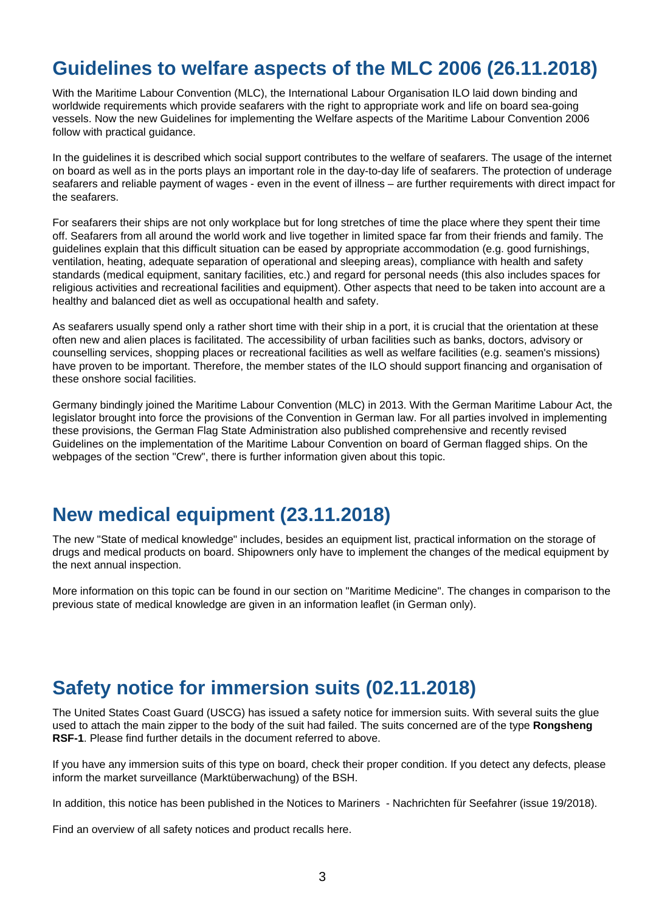## Guidelines to welfare aspects of the MLC 2006 (26.11.2018)

With the Maritime Labour Convention (MLC), the International Labour Organisation ILO laid down binding and worldwide requirements which provide seafarers with the right to appropriate work and life on board sea-going vessels. Now the new Guidelines for implementing the Welfare aspects of the Maritime Labour Convention 2006 follow with practical guidance.

In the guidelines it is described which social support contributes to the welfare of seafarers. The usage of the internet on board as well as in the ports plays an important role in the day-to-day life of seafarers. The protection of underage seafarers and reliable payment of wages - even in the event of illness – are further requirements with direct impact for the seafarers.

For seafarers their ships are not only workplace but for long stretches of time the place where they spent their time off. Seafarers from all around the world work and live together in limited space far from their friends and family. The guidelines explain that this difficult situation can be eased by appropriate accommodation (e.g. good furnishings, ventilation, heating, adequate separation of operational and sleeping areas), compliance with health and safety standards (medical equipment, sanitary facilities, etc.) and regard for personal needs (this also includes spaces for religious activities and recreational facilities and equipment). Other aspects that need to be taken into account are a healthy and balanced diet as well as occupational health and safety.

As seafarers usually spend only a rather short time with their ship in a port, it is crucial that the orientation at these often new and alien places is facilitated. The accessibility of urban facilities such as banks, doctors, advisory or counselling services, shopping places or recreational facilities as well as welfare facilities (e.g. seamen's missions) have proven to be important. Therefore, the member states of the ILO should support financing and organisation of these onshore social facilities.

Germany bindingly joined the Maritime Labour Convention (MLC) in 2013. With the German Maritime Labour Act, the legislator brought into force the provisions of the Convention in German law. For all parties involved in implementing these provisions, the German Flag State Administration also published comprehensive and recently revised Guidelines on the implementation of the Maritime Labour Convention on board of German flagged ships. On the webpages of the section "Crew", there is further information given about this topic.

## New medical equipment (23.11.2018)

The new "State of medical knowledge" includes, besides an equipment list, practical information on the storage of drugs and medical products on board. Shipowners only have to implement the changes of the medical equipment by the next annual inspection.

More information on this topic can be found in our section on "Maritime Medicine". The changes in comparison to the previous state of medical knowledge are given in an information leaflet (in German only).

## Safety notice for immersion suits (02.11.2018)

The United States Coast Guard (USCG) has issued a safety notice for immersion suits. With several suits the glue used to attach the main zipper to the body of the suit had failed. The suits concerned are of the type **Rongsheng RSF-1**. Please find further details in the document referred to above.

If you have any immersion suits of this type on board, check their proper condition. If you detect any defects, please inform the market surveillance (Marktüberwachung) of the BSH.

In addition, this notice has been published in the Notices to Mariners - Nachrichten für Seefahrer (issue 19/2018).

Find an overview of all safety notices and product recalls here.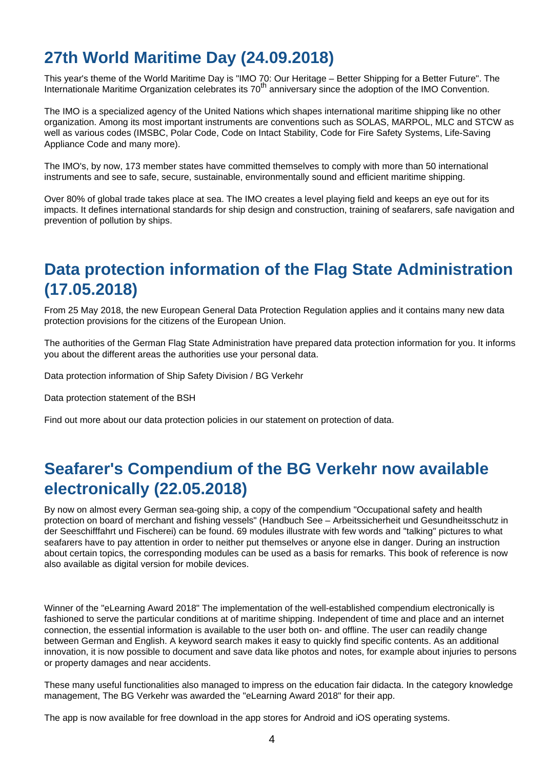## 27th World Maritime Day (24.09.2018)

This year's theme of the World Maritime Day is "IMO 70: Our Heritage – Better Shipping for a Better Future". The Internationale Maritime Organization celebrates its 70th anniversary since the adoption of the IMO Convention.

The IMO is a specialized agency of the United Nations which shapes international maritime shipping like no other organization. Among its most important instruments are conventions such as SOLAS, MARPOL, MLC and STCW as well as various codes (IMSBC, Polar Code, Code on Intact Stability, Code for Fire Safety Systems, Life-Saving Appliance Code and many more).

The IMO's, by now, 173 member states have committed themselves to comply with more than 50 international instruments and see to safe, secure, sustainable, environmentally sound and efficient maritime shipping.

Over 80% of global trade takes place at sea. The IMO creates a level playing field and keeps an eye out for its impacts. It defines international standards for ship design and construction, training of seafarers, safe navigation and prevention of pollution by ships.

## Data protection information of the Flag State Administration (17.05.2018)

From 25 May 2018, the new European General Data Protection Regulation applies and it contains many new data protection provisions for the citizens of the European Union.

The authorities of the German Flag State Administration have prepared data protection information for you. It informs you about the different areas the authorities use your personal data.

Data protection information of Ship Safety Division / BG Verkehr

Data protection statement of the BSH

Find out more about our data protection policies in our statement on protection of data.

## Seafarer's Compendium of the BG Verkehr now available electronically (22.05.2018)

By now on almost every German sea-going ship, a copy of the compendium "Occupational safety and health protection on board of merchant and fishing vessels" (Handbuch See – Arbeitssicherheit und Gesundheitsschutz in der Seeschifffahrt und Fischerei) can be found. 69 modules illustrate with few words and "talking" pictures to what seafarers have to pay attention in order to neither put themselves or anyone else in danger. During an instruction about certain topics, the corresponding modules can be used as a basis for remarks. This book of reference is now also available as digital version for mobile devices.

Winner of the "eLearning Award 2018" The implementation of the well-established compendium electronically is fashioned to serve the particular conditions at of maritime shipping. Independent of time and place and an internet connection, the essential information is available to the user both on- and offline. The user can readily change between German and English. A keyword search makes it easy to quickly find specific contents. As an additional innovation, it is now possible to document and save data like photos and notes, for example about injuries to persons or property damages and near accidents.

These many useful functionalities also managed to impress on the education fair didacta. In the category knowledge management, The BG Verkehr was awarded the "eLearning Award 2018" for their app.

The app is now available for free download in the app stores for Android and iOS operating systems.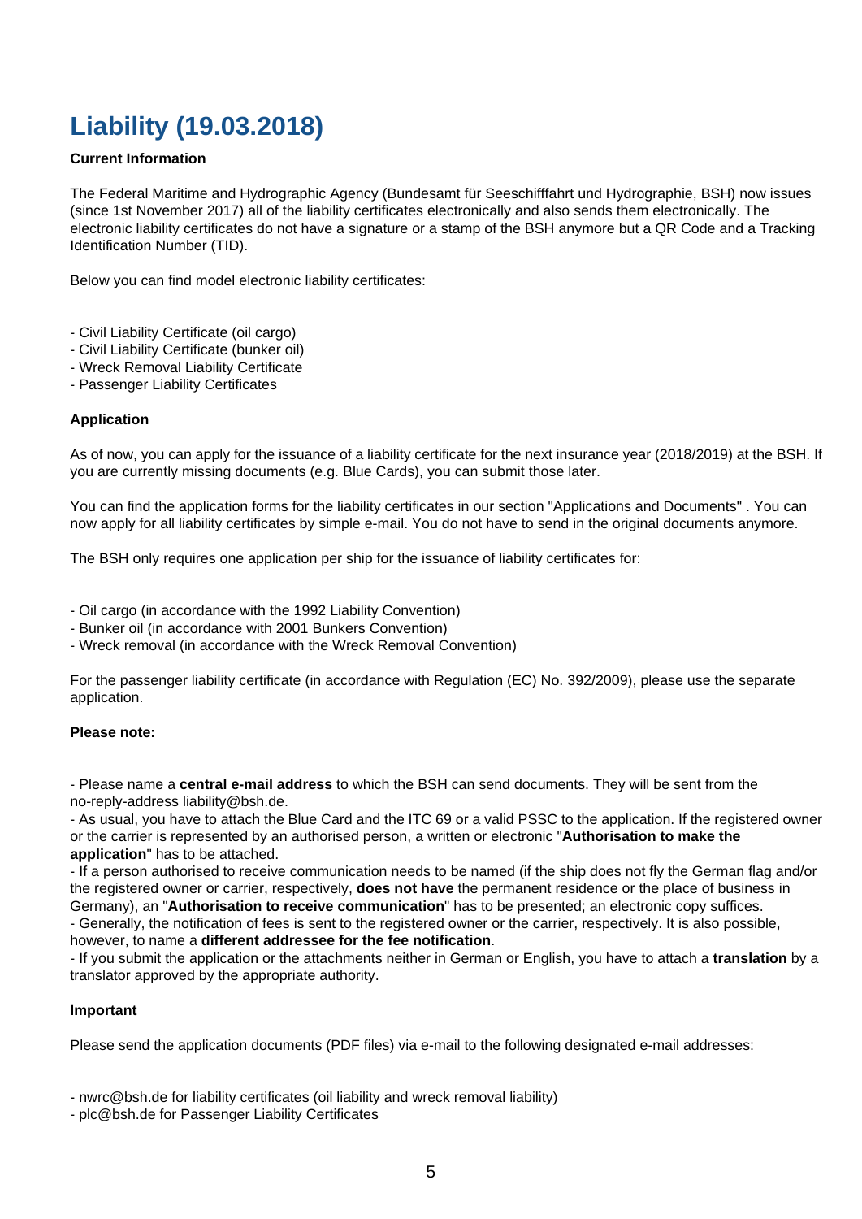# Liability (19.03.2018)

**Current Information**

The Federal Maritime and Hydrographic Agency (Bundesamt für Seeschifffahrt und Hydrographie, BSH) now issues (since 1st November 2017) all of the liability certificates electronically and also sends them electronically. The electronic liability certificates do not have a signature or a stamp of the BSH anymore but a QR Code and a Tracking Identification Number (TID).

Below you can find model electronic liability certificates:

- Civil Liability Certificate (oil cargo)
- Civil Liability Certificate (bunker oil)
- Wreck Removal Liability Certificate
- Passenger Liability Certificates

**Application**

As of now, you can apply for the issuance of a liability certificate for the next insurance year (2018/2019) at the BSH. If you are currently missing documents (e.g. Blue Cards), you can submit those later.

You can find the application forms for the liability certificates in our section "Applications and Documents" . You can now apply for all liability certificates by simple e-mail. You do not have to send in the original documents anymore.

The BSH only requires one application per ship for the issuance of liability certificates for:

- Oil cargo (in accordance with the 1992 Liability Convention)
- Bunker oil (in accordance with 2001 Bunkers Convention)
- Wreck removal (in accordance with the Wreck Removal Convention)

For the passenger liability certificate (in accordance with Regulation (EC) No. 392/2009), please use the separate application.

**Please note:**

- Please name a **central e-mail address** to which the BSH can send documents. They will be sent from the no-reply-address liability@bsh.de.
- As usual, you have to attach the Blue Card and the ITC 69 or a valid PSSC to the application. If the registered owner or the carrier is represented by an authorised person, a written or electronic "**Authorisation to make the application**" has to be attached.
- If a person authorised to receive communication needs to be named (if the ship does not fly the German flag and/or the registered owner or carrier, respectively, **does not have** the permanent residence or the place of business in Germany), an "**Authorisation to receive communication**" has to be presented; an electronic copy suffices.
- Generally, the notification of fees is sent to the registered owner or the carrier, respectively. It is also possible, however, to name a **different addressee for the fee notification**.
- If you submit the application or the attachments neither in German or English, you have to attach a **translation** by a translator approved by the appropriate authority.

**Important**

Please send the application documents (PDF files) via e-mail to the following designated e-mail addresses:

- nwrc@bsh.de for liability certificates (oil liability and wreck removal liability)
- plc@bsh.de for Passenger Liability Certificates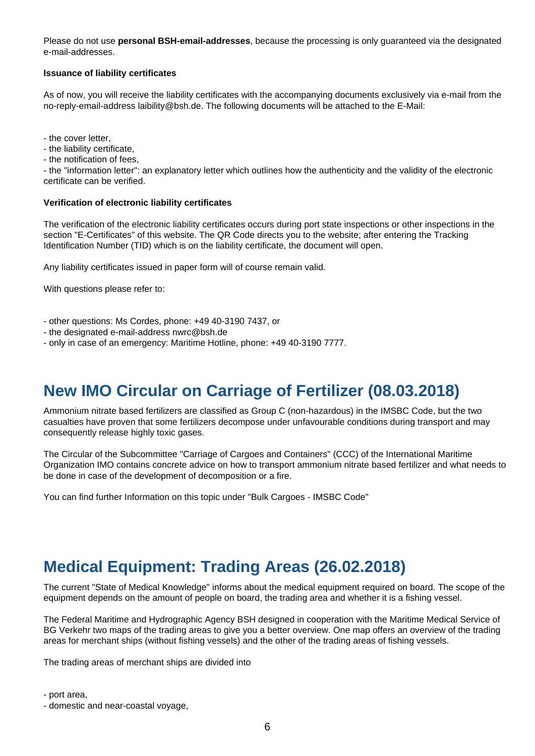Please do not use **personal BSH-email-addresses**, because the processing is only guaranteed via the designated e-mail-addresses.

**Issuance of liability certificates**

As of now, you will receive the liability certificates with the accompanying documents exclusively via e-mail from the no-reply-email-address laibility@bsh.de. The following documents will be attached to the E-Mail:

- the cover letter,
- the liability certificate,
- the notification of fees,
- the "information letter": an explanatory letter which outlines how the authenticity and the validity of the electronic certificate can be verified.

**Verification of electronic liability certificates**

The verification of the electronic liability certificates occurs during port state inspections or other inspections in the section "E-Certificates" of this website. The QR Code directs you to the website; after entering the Tracking Identification Number (TID) which is on the liability certificate, the document will open.

Any liability certificates issued in paper form will of course remain valid.

With questions please refer to:

- other questions: Ms Cordes, phone: +49 40-3190 7437, or
- the designated e-mail-address nwrc@bsh.de
- only in case of an emergency: Maritime Hotline, phone: +49 40-3190 7777.

## New IMO Circular on Carriage of Fertilizer (08.03.2018)

Ammonium nitrate based fertilizers are classified as Group C (non-hazardous) in the IMSBC Code, but the two casualties have proven that some fertilizers decompose under unfavourable conditions during transport and may consequently release highly toxic gases.

The Circular of the Subcommittee "Carriage of Cargoes and Containers" (CCC) of the International Maritime Organization IMO contains concrete advice on how to transport ammonium nitrate based fertilizer and what needs to be done in case of the development of decomposition or a fire.

You can find further Information on this topic under "Bulk Cargoes - IMSBC Code"

## Medical Equipment: Trading Areas (26.02.2018)

The current "State of Medical Knowledge" informs about the medical equipment required on board. The scope of the equipment depends on the amount of people on board, the trading area and whether it is a fishing vessel.

The Federal Maritime and Hydrographic Agency BSH designed in cooperation with the Maritime Medical Service of BG Verkehr two maps of the trading areas to give you a better overview. One map offers an overview of the trading areas for merchant ships (without fishing vessels) and the other of the trading areas of fishing vessels.

The trading areas of merchant ships are divided into

- port area,
- domestic and near-coastal voyage,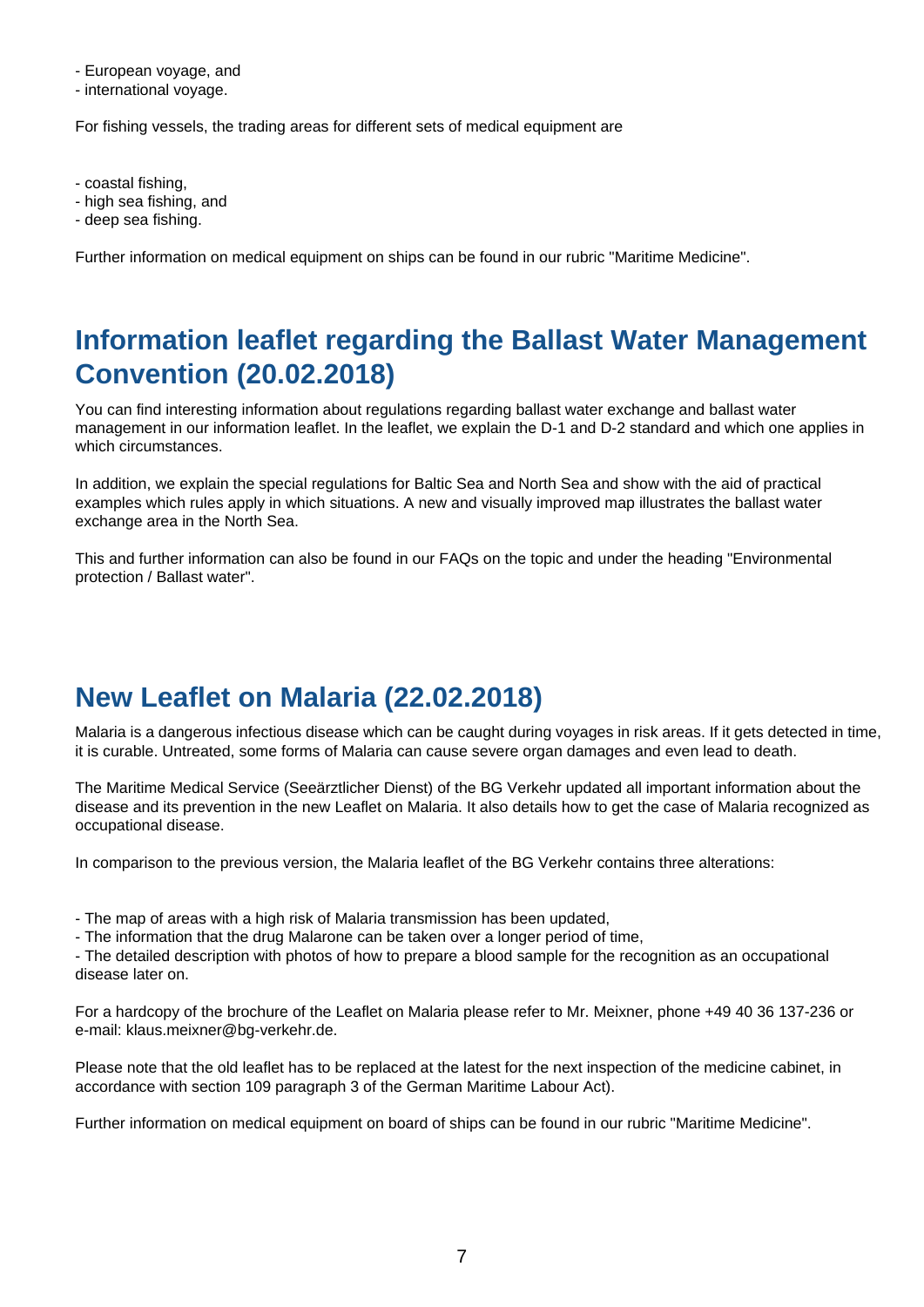- European voyage, and
- international voyage.

For fishing vessels, the trading areas for different sets of medical equipment are

- coastal fishing,
- high sea fishing, and
- deep sea fishing.

Further information on medical equipment on ships can be found in our rubric "Maritime Medicine".

## Information leaflet regarding the Ballast Water Management Convention (20.02.2018)

You can find interesting information about regulations regarding ballast water exchange and ballast water management in our information leaflet. In the leaflet, we explain the D-1 and D-2 standard and which one applies in which circumstances.

In addition, we explain the special regulations for Baltic Sea and North Sea and show with the aid of practical examples which rules apply in which situations. A new and visually improved map illustrates the ballast water exchange area in the North Sea.

This and further information can also be found in our FAQs on the topic and under the heading "Environmental protection / Ballast water".

## New Leaflet on Malaria (22.02.2018)

Malaria is a dangerous infectious disease which can be caught during voyages in risk areas. If it gets detected in time, it is curable. Untreated, some forms of Malaria can cause severe organ damages and even lead to death.

The Maritime Medical Service (Seeärztlicher Dienst) of the BG Verkehr updated all important information about the disease and its prevention in the new Leaflet on Malaria. It also details how to get the case of Malaria recognized as occupational disease.

In comparison to the previous version, the Malaria leaflet of the BG Verkehr contains three alterations:

- The map of areas with a high risk of Malaria transmission has been updated,
- The information that the drug Malarone can be taken over a longer period of time,
- The detailed description with photos of how to prepare a blood sample for the recognition as an occupational disease later on.

For a hardcopy of the brochure of the Leaflet on Malaria please refer to Mr. Meixner, phone +49 40 36 137-236 or e-mail: klaus.meixner@bg-verkehr.de.

Please note that the old leaflet has to be replaced at the latest for the next inspection of the medicine cabinet, in accordance with section 109 paragraph 3 of the German Maritime Labour Act).

Further information on medical equipment on board of ships can be found in our rubric "Maritime Medicine".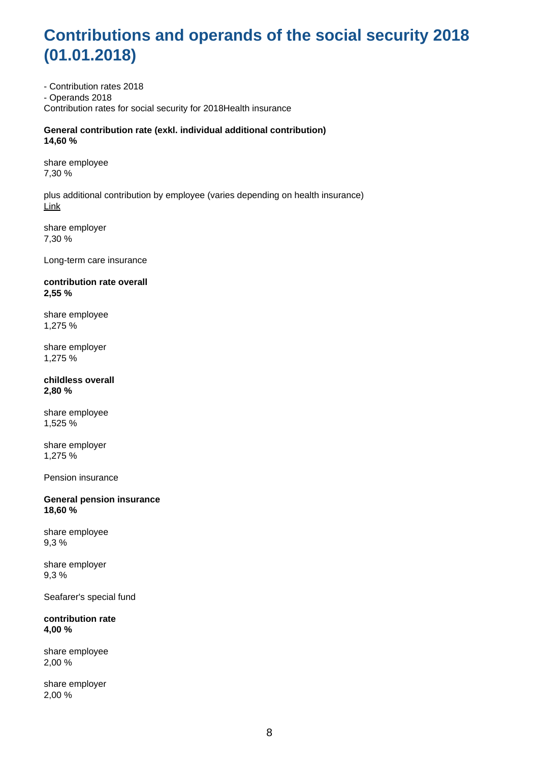# Contributions and operands of the social security 2018 (01.01.2018)

- Contribution rates 2018
- Operands 2018

Contribution rates for social security for 2018Health insurance

**General contribution rate (exkl. individual additional contribution)**
**14,60 %**

share employee
7,30 %

plus additional contribution by employee (varies depending on health insurance)
Link

share employer
7,30 %

Long-term care insurance

**contribution rate overall**
**2,55 %**

share employee
1,275 %

share employer
1,275 %

**childless overall**
**2,80 %**

share employee
1,525 %

share employer
1,275 %

Pension insurance

**General pension insurance**
**18,60 %**

share employee
9,3 %

share employer
9,3 %

Seafarer's special fund

**contribution rate**
**4,00 %**

share employee
2,00 %

share employer
2,00 %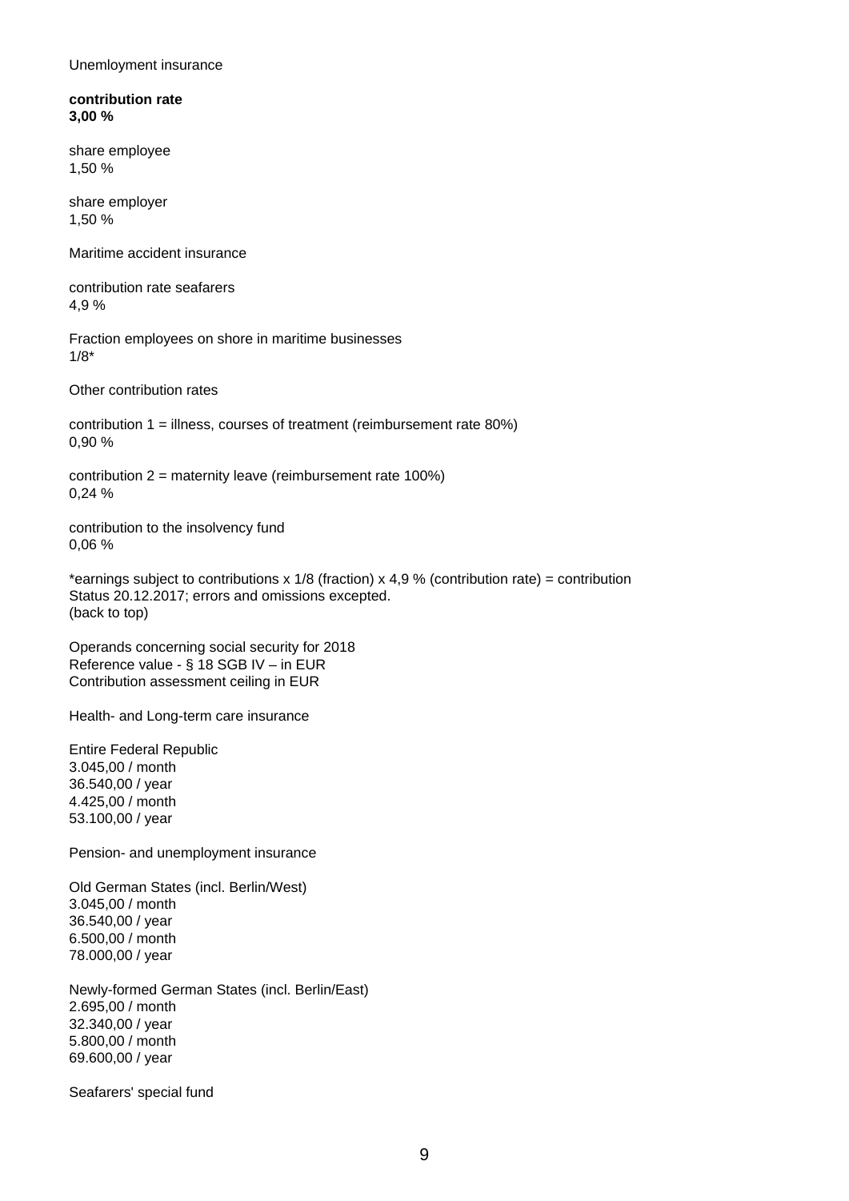Unemloyment insurance

**contribution rate**
**3,00 %**

share employee
1,50 %

share employer
1,50 %

Maritime accident insurance

contribution rate seafarers
4,9 %

Fraction employees on shore in maritime businesses
1/8*

Other contribution rates

contribution 1 = illness, courses of treatment (reimbursement rate 80%)
0,90 %

contribution 2 = maternity leave (reimbursement rate 100%)
0,24 %

contribution to the insolvency fund
0,06 %

*earnings subject to contributions x 1/8 (fraction) x 4,9 % (contribution rate) = contribution
Status 20.12.2017; errors and omissions excepted.
(back to top)

Operands concerning social security for 2018
Reference value - § 18 SGB IV – in EUR
Contribution assessment ceiling in EUR

Health- and Long-term care insurance

Entire Federal Republic
3.045,00 / month
36.540,00 / year
4.425,00 / month
53.100,00 / year

Pension- and unemployment insurance

Old German States (incl. Berlin/West)
3.045,00 / month
36.540,00 / year
6.500,00 / month
78.000,00 / year

Newly-formed German States (incl. Berlin/East)
2.695,00 / month
32.340,00 / year
5.800,00 / month
69.600,00 / year

Seafarers' special fund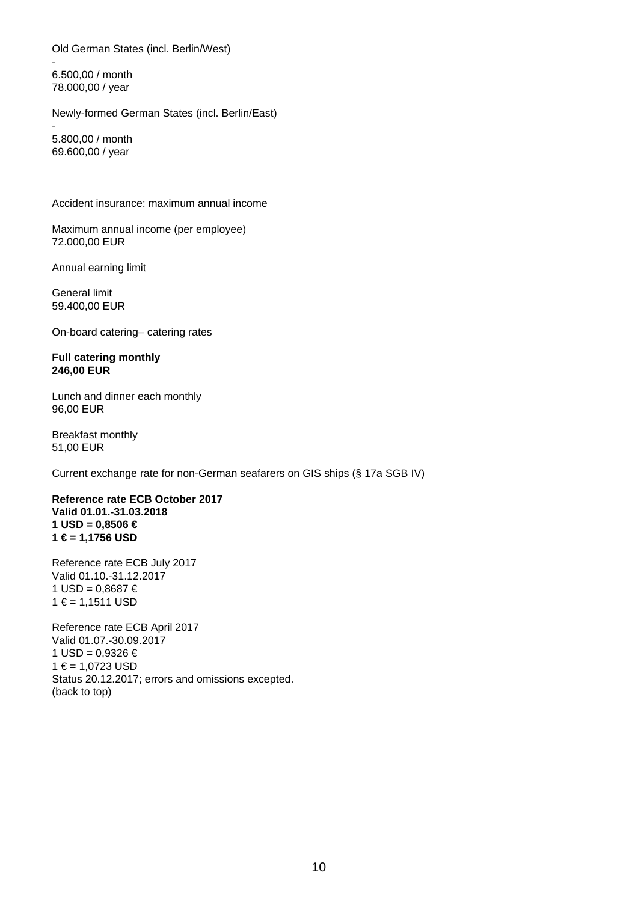Old German States (incl. Berlin/West)

-
6.500,00 / month
78.000,00 / year

Newly-formed German States (incl. Berlin/East)

-
5.800,00 / month
69.600,00 / year

Accident insurance: maximum annual income

Maximum annual income (per employee)
72.000,00 EUR

Annual earning limit

General limit
59.400,00 EUR

On-board catering– catering rates

**Full catering monthly**
**246,00 EUR**

Lunch and dinner each monthly
96,00 EUR

Breakfast monthly
51,00 EUR

Current exchange rate for non-German seafarers on GIS ships (§ 17a SGB IV)

**Reference rate ECB October 2017**
**Valid 01.01.-31.03.2018**
**1 USD = 0,8506 €**
**1 € = 1,1756 USD**

Reference rate ECB July 2017
Valid 01.10.-31.12.2017
1 USD = 0,8687 €
1 € = 1,1511 USD

Reference rate ECB April 2017
Valid 01.07.-30.09.2017
1 USD = 0,9326 €
1 € = 1,0723 USD
Status 20.12.2017; errors and omissions excepted.
(back to top)